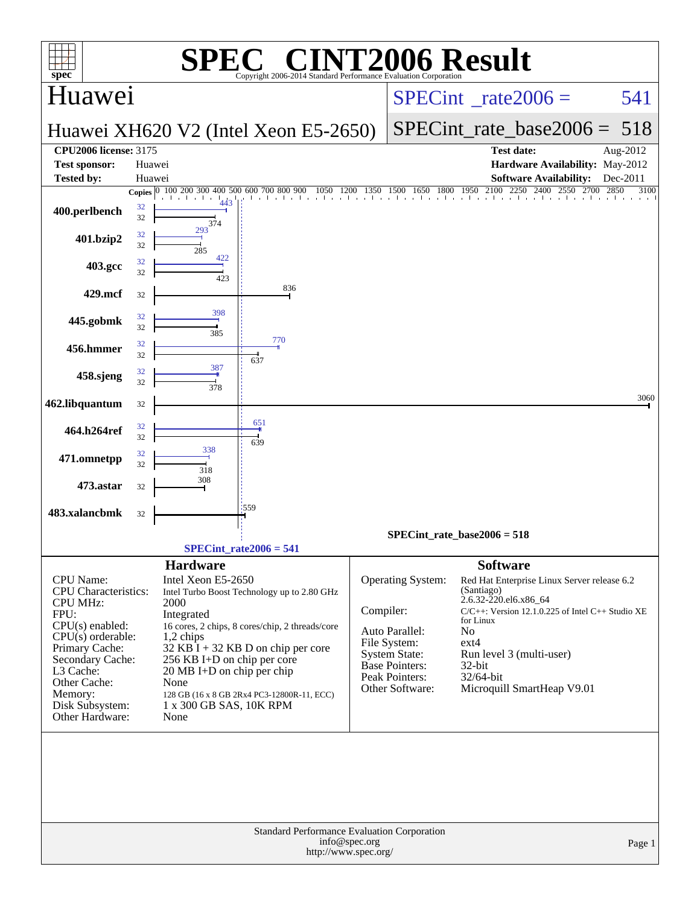# SPEC® CINT2006 Result

Copyright 2006-2014 Standard Performance Evaluation Corporation

## Huawei

**Huawei XH620 V2 (Intel Xeon E5-2650)**

SPECint_rate2006 = 541

SPECint_rate_base2006 = 518

| | | | |
|---|---|---|---|
| **CPU2006 license:** 3175 | | **Test date:** | Aug-2012 |
| **Test sponsor:** | Huawei | **Hardware Availability:** | May-2012 |
| **Tested by:** | Huawei | **Software Availability:** | Dec-2011 |

| Benchmark | Copies (peak) | Peak | Copies (base) | Base |
|---|---|---|---|---|
| 400.perlbench | 32 | 443 | 32 | 374 |
| 401.bzip2 | 32 | 293 | 32 | 285 |
| 403.gcc | 32 | 422 | 32 | 423 |
| 429.mcf | | | 32 | 836 |
| 445.gobmk | 32 | 398 | 32 | 385 |
| 456.hmmer | 32 | 770 | 32 | 637 |
| 458.sjeng | 32 | 387 | 32 | 378 |
| 462.libquantum | | | 32 | 3060 |
| 464.h264ref | 32 | 651 | 32 | 639 |
| 471.omnetpp | 32 | 338 | 32 | 318 |
| 473.astar | | | 32 | 308 |
| 483.xalancbmk | | | 32 | 559 |

SPECint_rate_base2006 = 518

SPECint_rate2006 = 541

### Hardware

| | |
|---|---|
| CPU Name: | Intel Xeon E5-2650 |
| CPU Characteristics: | Intel Turbo Boost Technology up to 2.80 GHz |
| CPU MHz: | 2000 |
| FPU: | Integrated |
| CPU(s) enabled: | 16 cores, 2 chips, 8 cores/chip, 2 threads/core |
| CPU(s) orderable: | 1,2 chips |
| Primary Cache: | 32 KB I + 32 KB D on chip per core |
| Secondary Cache: | 256 KB I+D on chip per core |
| L3 Cache: | 20 MB I+D on chip per chip |
| Other Cache: | None |
| Memory: | 128 GB (16 x 8 GB 2Rx4 PC3-12800R-11, ECC) |
| Disk Subsystem: | 1 x 300 GB SAS, 10K RPM |
| Other Hardware: | None |

### Software

| | |
|---|---|
| Operating System: | Red Hat Enterprise Linux Server release 6.2 (Santiago) 2.6.32-220.el6.x86_64 |
| Compiler: | C/C++: Version 12.1.0.225 of Intel C++ Studio XE for Linux |
| Auto Parallel: | No |
| File System: | ext4 |
| System State: | Run level 3 (multi-user) |
| Base Pointers: | 32-bit |
| Peak Pointers: | 32/64-bit |
| Other Software: | Microquill SmartHeap V9.01 |

Standard Performance Evaluation Corporation
info@spec.org
http://www.spec.org/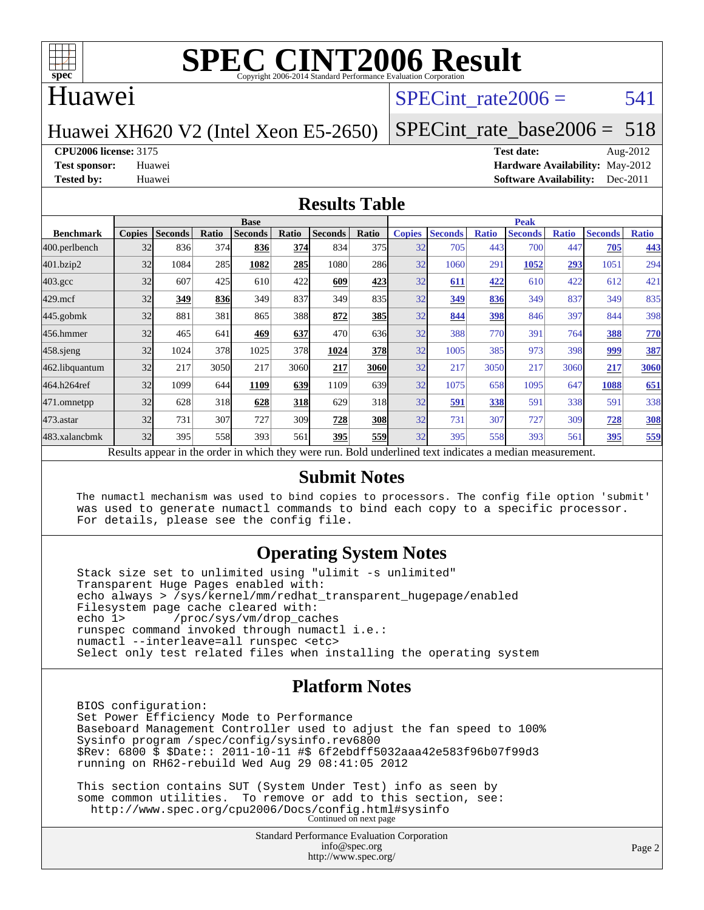# SPEC CINT2006 Result

Copyright 2006-2014 Standard Performance Evaluation Corporation

## Huawei

Huawei XH620 V2 (Intel Xeon E5-2650)

SPECint_rate2006 = 541

SPECint_rate_base2006 = 518

**CPU2006 license:** 3175
**Test sponsor:** Huawei
**Tested by:** Huawei

**Test date:** Aug-2012
**Hardware Availability:** May-2012
**Software Availability:** Dec-2011

## Results Table

| | Base | | | | | | | Peak | | | | | | |
|---|---|---|---|---|---|---|---|---|---|---|---|---|---|---|
| **Benchmark** | **Copies** | **Seconds** | **Ratio** | **Seconds** | **Ratio** | **Seconds** | **Ratio** | **Copies** | **Seconds** | **Ratio** | **Seconds** | **Ratio** | **Seconds** | **Ratio** |
| 400.perlbench | 32 | 836 | 374 | **836** | **374** | 834 | 375 | 32 | 705 | 443 | 700 | 447 | **705** | **443** |
| 401.bzip2 | 32 | 1084 | 285 | **1082** | **285** | 1080 | 286 | 32 | 1060 | 291 | **1052** | **293** | 1051 | 294 |
| 403.gcc | 32 | 607 | 425 | 610 | 422 | **609** | **423** | 32 | **611** | **422** | 610 | 422 | 612 | 421 |
| 429.mcf | 32 | **349** | **836** | 349 | 837 | 349 | 835 | 32 | **349** | **836** | 349 | 837 | 349 | 835 |
| 445.gobmk | 32 | 881 | 381 | 865 | 388 | **872** | **385** | 32 | **844** | **398** | 846 | 397 | 844 | 398 |
| 456.hmmer | 32 | 465 | 641 | **469** | **637** | 470 | 636 | 32 | 388 | 770 | 391 | 764 | **388** | **770** |
| 458.sjeng | 32 | 1024 | 378 | 1025 | 378 | **1024** | **378** | 32 | 1005 | 385 | 973 | 398 | **999** | **387** |
| 462.libquantum | 32 | 217 | 3050 | 217 | 3060 | **217** | **3060** | 32 | 217 | 3050 | 217 | 3060 | **217** | **3060** |
| 464.h264ref | 32 | 1099 | 644 | **1109** | **639** | 1109 | 639 | 32 | 1075 | 658 | 1095 | 647 | **1088** | **651** |
| 471.omnetpp | 32 | 628 | 318 | **628** | **318** | 629 | 318 | 32 | **591** | **338** | 591 | 338 | 591 | 338 |
| 473.astar | 32 | 731 | 307 | 727 | 309 | **728** | **308** | 32 | 731 | 307 | 727 | 309 | **728** | **308** |
| 483.xalancbmk | 32 | 395 | 558 | 393 | 561 | **395** | **559** | 32 | 395 | 558 | 393 | 561 | **395** | **559** |

Results appear in the order in which they were run. Bold underlined text indicates a median measurement.

## Submit Notes

```
The numactl mechanism was used to bind copies to processors. The config file option 'submit'
was used to generate numactl commands to bind each copy to a specific processor.
For details, please see the config file.
```

## Operating System Notes

```
Stack size set to unlimited using "ulimit -s unlimited"
Transparent Huge Pages enabled with:
echo always > /sys/kernel/mm/redhat_transparent_hugepage/enabled
Filesystem page cache cleared with:
echo 1>       /proc/sys/vm/drop_caches
runspec command invoked through numactl i.e.:
numactl --interleave=all runspec <etc>
Select only test related files when installing the operating system
```

## Platform Notes

```
BIOS configuration:
Set Power Efficiency Mode to Performance
Baseboard Management Controller used to adjust the fan speed to 100%
Sysinfo program /spec/config/sysinfo.rev6800
$Rev: 6800 $ $Date:: 2011-10-11 #$ 6f2ebdff5032aaa42e583f96b07f99d3
running on RH62-rebuild Wed Aug 29 08:41:05 2012

This section contains SUT (System Under Test) info as seen by
some common utilities.  To remove or add to this section, see:
  http://www.spec.org/cpu2006/Docs/config.html#sysinfo
```

Continued on next page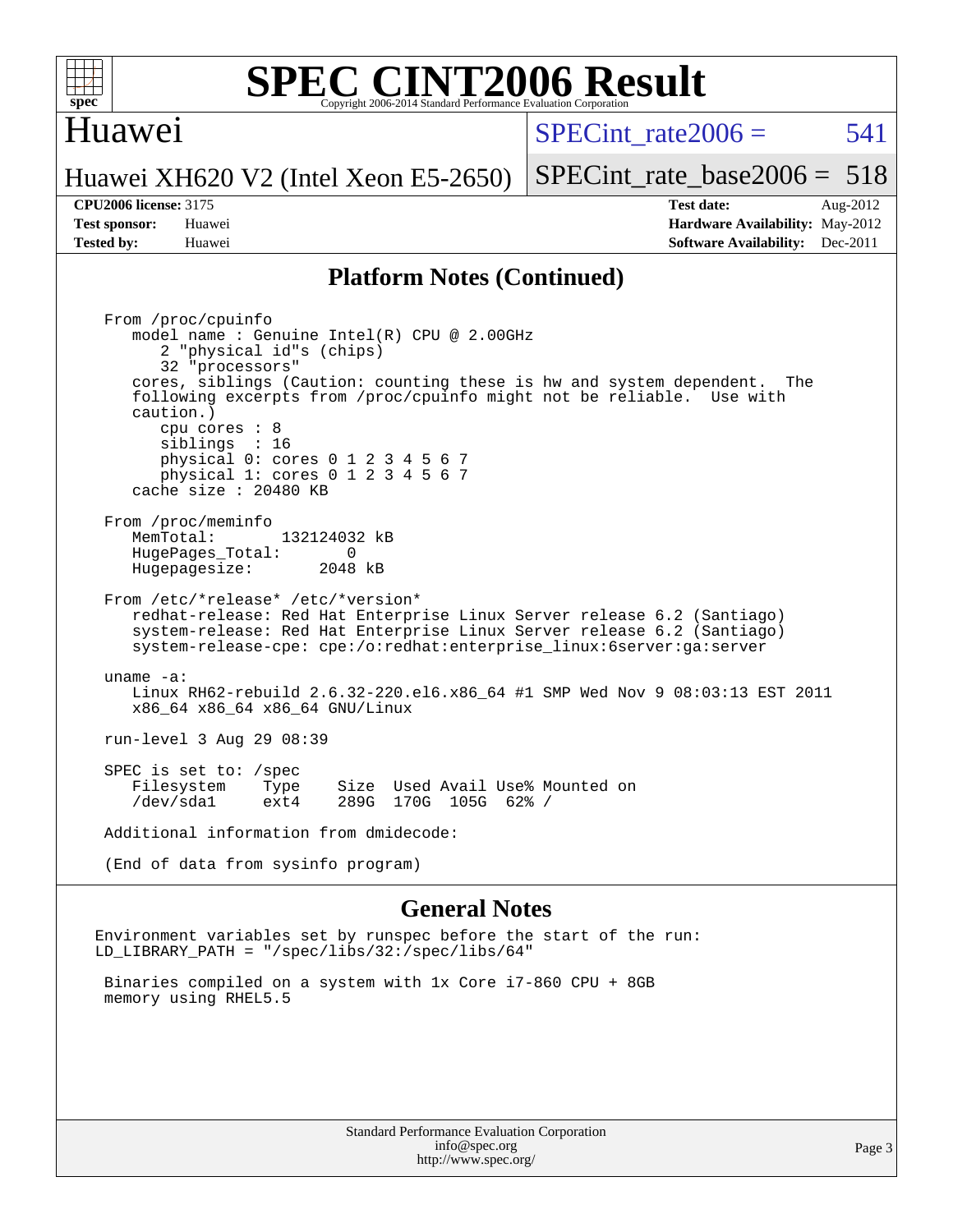# SPEC CINT2006 Result

Copyright 2006-2014 Standard Performance Evaluation Corporation

## Huawei

Huawei XH620 V2 (Intel Xeon E5-2650)

SPECint_rate2006 = 541

SPECint_rate_base2006 = 518

**CPU2006 license:** 3175
**Test sponsor:** Huawei
**Tested by:** Huawei

**Test date:** Aug-2012
**Hardware Availability:** May-2012
**Software Availability:** Dec-2011

## Platform Notes (Continued)

```
From /proc/cpuinfo
   model name : Genuine Intel(R) CPU @ 2.00GHz
      2 "physical id"s (chips)
      32 "processors"
   cores, siblings (Caution: counting these is hw and system dependent.  The
   following excerpts from /proc/cpuinfo might not be reliable.  Use with
   caution.)
      cpu cores : 8
      siblings  : 16
      physical 0: cores 0 1 2 3 4 5 6 7
      physical 1: cores 0 1 2 3 4 5 6 7
   cache size : 20480 KB

From /proc/meminfo
   MemTotal:       132124032 kB
   HugePages_Total:        0
   Hugepagesize:        2048 kB

From /etc/*release* /etc/*version*
   redhat-release: Red Hat Enterprise Linux Server release 6.2 (Santiago)
   system-release: Red Hat Enterprise Linux Server release 6.2 (Santiago)
   system-release-cpe: cpe:/o:redhat:enterprise_linux:6server:ga:server

uname -a:
   Linux RH62-rebuild 2.6.32-220.el6.x86_64 #1 SMP Wed Nov 9 08:03:13 EST 2011
   x86_64 x86_64 x86_64 GNU/Linux

run-level 3 Aug 29 08:39

SPEC is set to: /spec
   Filesystem    Type    Size  Used Avail Use% Mounted on
   /dev/sda1     ext4    289G  170G  105G  62% /

Additional information from dmidecode:

(End of data from sysinfo program)
```

## General Notes

```
Environment variables set by runspec before the start of the run:
LD_LIBRARY_PATH = "/spec/libs/32:/spec/libs/64"

 Binaries compiled on a system with 1x Core i7-860 CPU + 8GB
 memory using RHEL5.5
```

Standard Performance Evaluation Corporation
info@spec.org
http://www.spec.org/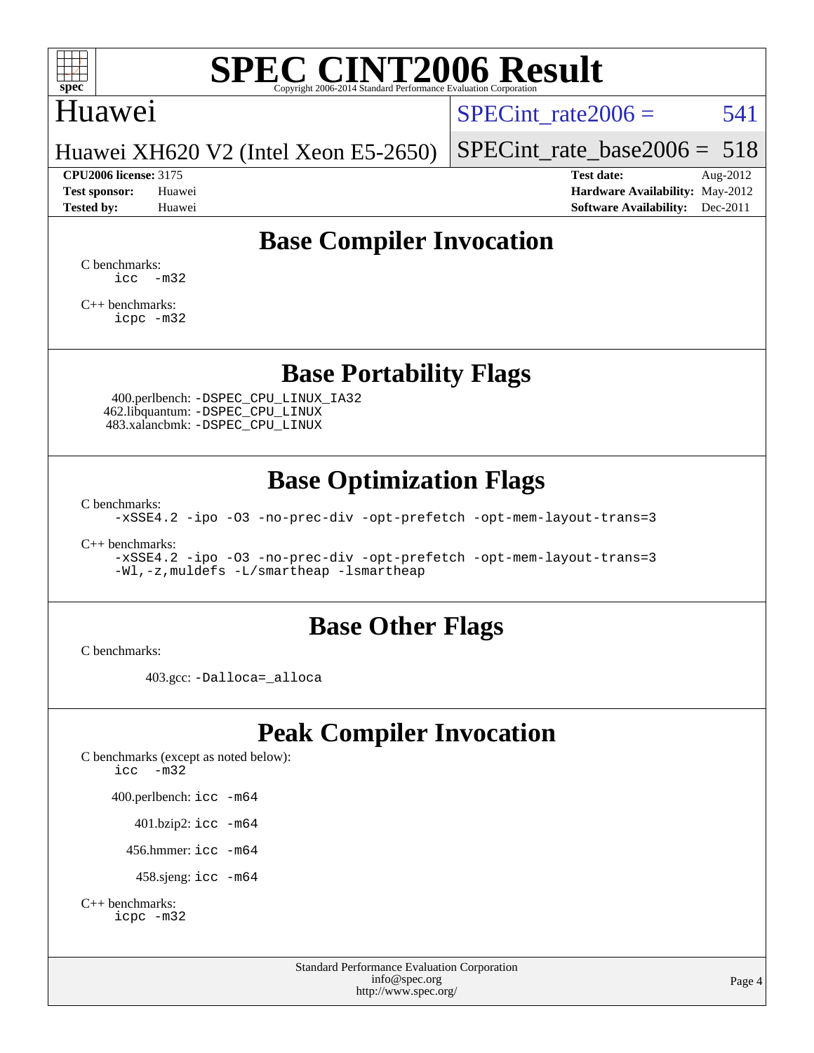# SPEC CINT2006 Result

Copyright 2006-2014 Standard Performance Evaluation Corporation

Huawei

Huawei XH620 V2 (Intel Xeon E5-2650)

SPECint_rate2006 = 541

SPECint_rate_base2006 = 518

**CPU2006 license:** 3175
**Test sponsor:** Huawei
**Tested by:** Huawei

**Test date:** Aug-2012
**Hardware Availability:** May-2012
**Software Availability:** Dec-2011

## Base Compiler Invocation

C benchmarks:
```
icc -m32
```

C++ benchmarks:
```
icpc -m32
```

## Base Portability Flags

400.perlbench: `-DSPEC_CPU_LINUX_IA32`
462.libquantum: `-DSPEC_CPU_LINUX`
483.xalancbmk: `-DSPEC_CPU_LINUX`

## Base Optimization Flags

C benchmarks:
```
-xSSE4.2 -ipo -O3 -no-prec-div -opt-prefetch -opt-mem-layout-trans=3
```

C++ benchmarks:
```
-xSSE4.2 -ipo -O3 -no-prec-div -opt-prefetch -opt-mem-layout-trans=3
-Wl,-z,muldefs -L/smartheap -lsmartheap
```

## Base Other Flags

C benchmarks:

403.gcc: `-Dalloca=_alloca`

## Peak Compiler Invocation

C benchmarks (except as noted below):
```
icc -m32
```

400.perlbench: `icc -m64`

401.bzip2: `icc -m64`

456.hmmer: `icc -m64`

458.sjeng: `icc -m64`

C++ benchmarks:
```
icpc -m32
```

Standard Performance Evaluation Corporation
info@spec.org
http://www.spec.org/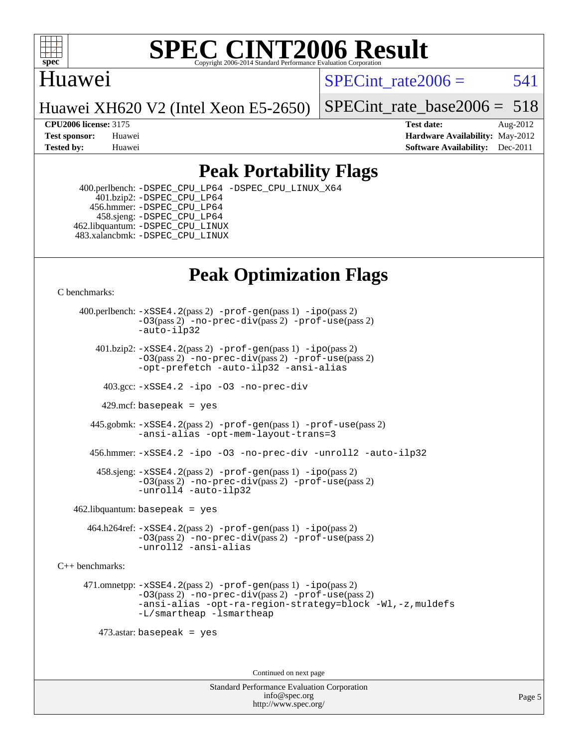# SPEC CINT2006 Result

Copyright 2006-2014 Standard Performance Evaluation Corporation

**Huawei**

Huawei XH620 V2 (Intel Xeon E5-2650)

SPECint_rate2006 = 541

SPECint_rate_base2006 = 518

| | | | |
|---|---|---|---|
| **CPU2006 license:** 3175 | | **Test date:** | Aug-2012 |
| **Test sponsor:** | Huawei | **Hardware Availability:** | May-2012 |
| **Tested by:** | Huawei | **Software Availability:** | Dec-2011 |

## Peak Portability Flags

400.perlbench: `-DSPEC_CPU_LP64 -DSPEC_CPU_LINUX_X64`
401.bzip2: `-DSPEC_CPU_LP64`
456.hmmer: `-DSPEC_CPU_LP64`
458.sjeng: `-DSPEC_CPU_LP64`
462.libquantum: `-DSPEC_CPU_LINUX`
483.xalancbmk: `-DSPEC_CPU_LINUX`

## Peak Optimization Flags

C benchmarks:

400.perlbench: `-xSSE4.2`(pass 2) `-prof-gen`(pass 1) `-ipo`(pass 2) `-O3`(pass 2) `-no-prec-div`(pass 2) `-prof-use`(pass 2) `-auto-ilp32`

401.bzip2: `-xSSE4.2`(pass 2) `-prof-gen`(pass 1) `-ipo`(pass 2) `-O3`(pass 2) `-no-prec-div`(pass 2) `-prof-use`(pass 2) `-opt-prefetch -auto-ilp32 -ansi-alias`

403.gcc: `-xSSE4.2 -ipo -O3 -no-prec-div`

429.mcf: `basepeak = yes`

445.gobmk: `-xSSE4.2`(pass 2) `-prof-gen`(pass 1) `-prof-use`(pass 2) `-ansi-alias -opt-mem-layout-trans=3`

456.hmmer: `-xSSE4.2 -ipo -O3 -no-prec-div -unroll2 -auto-ilp32`

458.sjeng: `-xSSE4.2`(pass 2) `-prof-gen`(pass 1) `-ipo`(pass 2) `-O3`(pass 2) `-no-prec-div`(pass 2) `-prof-use`(pass 2) `-unroll4 -auto-ilp32`

462.libquantum: `basepeak = yes`

464.h264ref: `-xSSE4.2`(pass 2) `-prof-gen`(pass 1) `-ipo`(pass 2) `-O3`(pass 2) `-no-prec-div`(pass 2) `-prof-use`(pass 2) `-unroll2 -ansi-alias`

C++ benchmarks:

471.omnetpp: `-xSSE4.2`(pass 2) `-prof-gen`(pass 1) `-ipo`(pass 2) `-O3`(pass 2) `-no-prec-div`(pass 2) `-prof-use`(pass 2) `-ansi-alias -opt-ra-region-strategy=block -Wl,-z,muldefs -L/smartheap -lsmartheap`

473.astar: `basepeak = yes`

Continued on next page

Standard Performance Evaluation Corporation
info@spec.org
http://www.spec.org/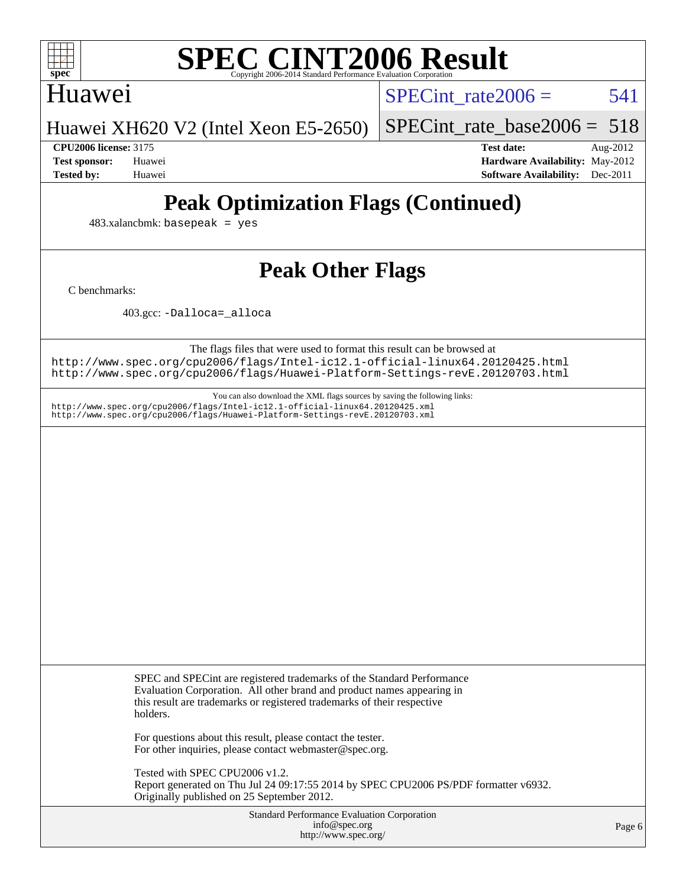# Peak Optimization Flags (Continued)

483.xalancbmk: basepeak = yes

# Peak Other Flags

C benchmarks:

403.gcc: -Dalloca=_alloca

The flags files that were used to format this result can be browsed at
http://www.spec.org/cpu2006/flags/Intel-ic12.1-official-linux64.20120425.html
http://www.spec.org/cpu2006/flags/Huawei-Platform-Settings-revE.20120703.html

You can also download the XML flags sources by saving the following links:
http://www.spec.org/cpu2006/flags/Intel-ic12.1-official-linux64.20120425.xml
http://www.spec.org/cpu2006/flags/Huawei-Platform-Settings-revE.20120703.xml

SPEC and SPECint are registered trademarks of the Standard Performance Evaluation Corporation. All other brand and product names appearing in this result are trademarks or registered trademarks of their respective holders.

For questions about this result, please contact the tester.
For other inquiries, please contact webmaster@spec.org.

Tested with SPEC CPU2006 v1.2.
Report generated on Thu Jul 24 09:17:55 2014 by SPEC CPU2006 PS/PDF formatter v6932.
Originally published on 25 September 2012.